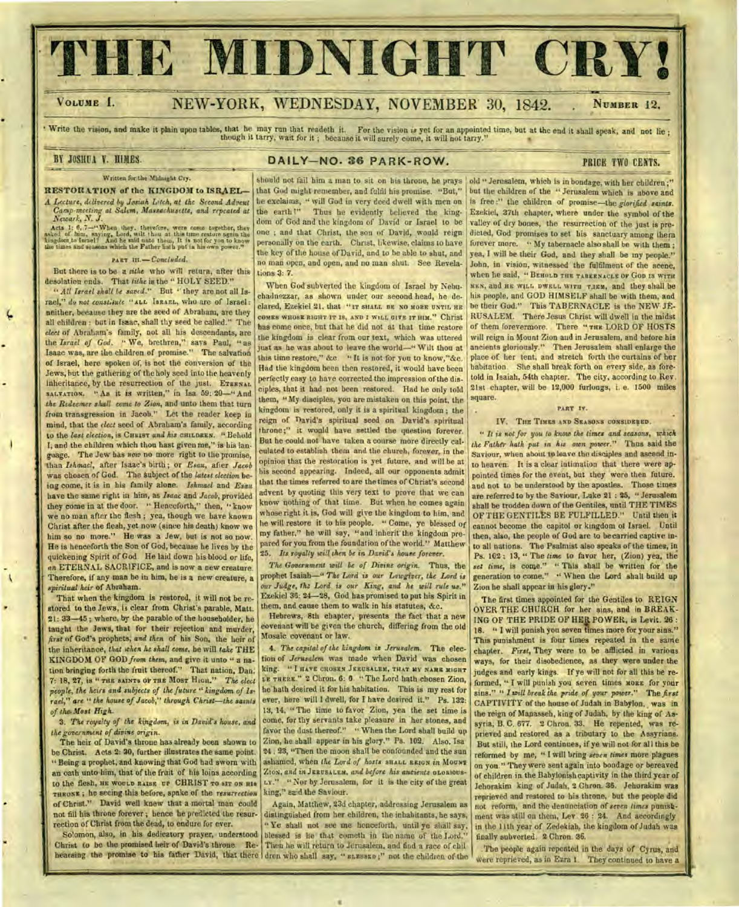# THE MIDNIGHT CRY!

VOLUME I. NEW-YORK, WEDNESDAY, NOVEMBER 30, 1842. NUMBER 12.

"Write the vision, and make it plain upon tables, that he may run that readeth it. For the vision *is* yet for an appointed time, but at the end it shall speak, and not lie; though it tarry, wait for it; because it will surely come, it will not tarry."

BY JOSHUA V. HIMES. DAILY—NO. 36 PARK-ROW. PRICE TWO CENTS.

Written for the Midnight Cry.

## RESTORATION of the KINGDOM to ISRAEL—

*A Lecture, delivered by Josiah Litch, at the Second Advent Camp-meeting at Salem, Massachusetts, and repeated at Newark, N. J.*

Acts 1: 6, 7—"When they, therefore, were come together, they asked of him, saying, Lord, wilt thou at this time restore again the kingdom to Israel? And he said unto them, It is not for you to know the times and seasons which the Father hath put in his own power."

PART III.—*Concluded.*

But there is to be a *tithe* who will return, after this desolation ends. That *tithe* is the "HOLY SEED."

"*All Israel shall be saved.*" But "they are not all Israel," *do not constitute* "ALL ISRAEL, who are of Israel: neither, because they are the seed of Abraham, are they all children: but in Isaac, shall thy seed be called." The *elect* of Abraham's family, not all his descendants, are the *Israel of God.* "We, brethren," says Paul, "as Isaac was, are the children of promise." The salvation of Israel, here spoken of, is not the conversion of the Jews, but the gathering of the holy seed into the heavenly inheritance, by the resurrection of the just. ETERNAL SALVATION. "As it is written," in Isa. 59: 20—"And *the Redeemer shall come to Zion,* and unto them that turn from transgression in Jacob." Let the reader keep in mind, that the *elect* seed of Abraham's family, according to the *last election,* is CHRIST *and his* CHILDREN. "Behold I, and the children which thou hast given me," is his language. The Jew has *now* no more right to the promise, than *Ishmael,* after Isaac's birth; or *Esau,* after *Jacob* was chosen of God. The subject of the *latest election* being come, it is in his family alone. *Ishmael* and *Esau* have the same right in him, as *Isaac* and *Jacob,* provided they come in at the door. "Henceforth," then, "know we no man after the flesh; yea, though we have known Christ after the flesh, yet now (since his death) know we him so no more." He was a Jew, but is not so now. He is henceforth the Son of God, because he lives by the quickening Spirit of God. He laid down his blood or life, an ETERNAL SACRIFICE, and is now a new creature. Therefore, if any man be in him, he is a new creature, a *spiritual heir* of Abraham.

That when the kingdom is restored, it will not be restored to the Jews, is clear from Christ's parable, Matt. 21: 33—45; where, by the parable of the householder, he taught the Jews, that for their rejection and murder, *first* of God's prophets, *and then* of his Son, the heir of the inheritance, *that when he shall come,* he will *take* THE KINGDOM OF GOD *from them,* and give it unto "a nation bringing forth the fruit thereof." That nation, Dan. 7: 18, 27, is "THE SAINTS OF THE MOST HIGH." *The elect people, the heirs and subjects of the future "kingdom of Israel," are "the house of Jacob," through Christ—the saints of the Most High.*

3. *The royalty of the kingdom, is in David's house, and the government of divine origin.*

The heir of David's throne has already been shown to be Christ. Acts 2: 30, further illustrates the same point. "Being a prophet, and knowing that God had sworn with an oath unto him, that of the fruit of his loins according to the flesh, HE WOULD RAISE UP CHRIST TO SIT ON HIS THRONE; he seeing this before, spake of the *resurrection* of Christ." David well knew that a mortal man could not fill his throne forever; hence he predicted the resurrection of Christ from the dead, to endure for ever.

Solomon, also, in his dedicatory prayer, understood Christ to be the promised heir of David's throne. Rehearsing the promise to his father David, that there should not fail him a man to sit on his throne, he prays that God might remember, and fulfil his promise. "But," he exclaims, "will God in very deed dwell with men on the earth!" Thus he evidently believed the kingdom of God and the kingdom of David or Israel to be one; and that Christ, the son of David, would reign personally on the earth. Christ, likewise, claims to have the key of the house of David, and to be able to shut, and no man open, and open, and no man shut. See Revelations 3: 7.

When God subverted the kingdom of Israel by Nebuchadnezzar, as shown under our second head, he declared, Ezekiel 21, that "IT SHALL BE NO MORE UNTIL HE COMES WHOSE RIGHT IT IS, AND I WILL GIVE IT HIM." Christ has come once, but that he did not at that time restore the kingdom is clear from our text, which was uttered just as he was about to leave the world—"Wilt thou at this time restore," &c. "It is not for you to know,"&c. Had the kingdom been then restored, it would have been perfectly easy to have corrected the impression of the disciples, that it had not been restored. Had he only told them, "My disciples, you are mistaken on this point, the kingdom is restored, only it is a spiritual kingdom; the reign of David's spiritual seed on David's spiritual throne;" it would have settled the question forever. But he could not have taken a course more directly calculated to establish them and the church, forever, in the opinion that the restoration is yet future, and will be at his second appearing. Indeed, all our opponents admit that the times referred to are the times of Christ's second advent by quoting this very text to prove that we can know nothing of that time. But when he comes again whose right it is, God will give the kingdom to him, and he will restore it to his people. "Come, ye blessed of my father," he will say, "and inherit the kingdom prepared for you from the foundation of the world." Matthew 25. *Its royalty will then be in David's house forever.*

*The Government will be of Divine origin.* Thus, the prophet Isaiah—"*The Lord is our Lawgiver, the Lord is our Judge, the Lord is our King, and he will rule us.*" Ezekiel 36: 24—28, God has promised to put his Spirit in them, and cause them to walk in his statutes, &c.

Hebrews, 8th chapter, presents the fact that a new covenant will be given the church, differing from the old Mosaic covenant or law.

4. *The capital of the kingdom is Jerusalem.* The election of *Jerusalem* was made when David was chosen king. "I HAVE CHOSEN JERUSALEM, THAT MY NAME MIGHT BE THERE." 2 Chron. 6: 6. "The Lord hath chosen Zion, he hath desired it for his habitation. This is my rest for ever, here will I dwell, for I have desired it." Ps. 132: 13, 14. "The time to favor Zion, yea the set time is come, for thy servants take pleasure in her stones, and favor the dust thereof." "When the Lord shall build up Zion, he shall appear in his glory." Ps. 102. Also, Isa 24. 23, "Then the moon shall be confounded and the sun ashamed, when *the Lord of hosts* SHALL REIGN *in* MOUNT ZION, *and in* JERUSALEM, *and before his ancients* GLORIOUSLY." "Nor by Jerusalem, for it is the city of the great king," said the Saviour.

Again, Matthew, 23d chapter, addressing Jerusalem as distinguished from her children, the inhabitants, he says, "Ye shall not see me henceforth, until ye shall say, blessed is he that cometh in the name of the Lord." Then he will return to Jerusalem, and find a race of children who shall say, "BLESSED;" not the children of the old "Jerusalem, which is in bondage, with her children;" but the children of the "Jerusalem which is above and is free:" the children of promise—the *glorified saints.* Ezekiel, 37th chapter, where under the symbol of the valley of dry bones, the resurrection of the just is predicted, God promises to set his sanctuary among them forever more. "My tabernacle also shall be with them; yea, I will be their God, and they shall be my people." John, in vision, witnessed the fulfilment of the scene, when he said, "BEHOLD THE TABERNACLE OF GOD IS WITH MEN, AND HE WILL DWELL WITH THEM, and they shall be his people, and GOD HIMSELF shall be with them, and be their God." This TABERNACLE is the NEW JERUSALEM. There Jesus Christ will dwell in the midst of them forevermore. There "THE LORD OF HOSTS will reign in Mount Zion and in Jerusalem, and before his ancients gloriously." Then Jerusalem shall enlarge the place of her tent, and stretch forth the curtains of her habitation. She shall break forth on every side, as foretold in Isaiah, 54th chapter. The city, according to Rev. 21st chapter, will be 12,000 furlongs, i. e. 1500 miles square.

PART IV.

### IV. THE TIMES AND SEASONS CONSIDERED.

"*It is not for you to know the times and seasons, which the Father hath put in his own power.*" Thus said the Saviour, when about to leave the disciples and ascend into heaven. It is a clear intimation that there were appointed times for the event, but they were then future, and not to be understood by the apostles. Those times are referred to by the Saviour, Luke 21: 25, "Jerusalem shall be trodden down of the Gentiles, until THE TIMES OF THE GENTILES BE FULFILLED." Until then it cannot become the capitol or kingdom of Israel. Until then, also, the people of God are to be carried captive into all nations. The Psalmist also speaks of the times, in Ps. 102: 13, "The *time* to favor her, (Zion) yea, the *set time,* is come." "This shall be written for the generation to come." "When the Lord shall build up Zion he shall appear in his glory."

The first times appointed for the Gentiles to REIGN OVER THE CHURCH for her sins, and in BREAKING OF THE PRIDE OF HER POWER, is Levit. 26: 18. "I will punish you seven times more for your sins." This punishment is four times repeated in the same chapter. *First,* They were to be afflicted in various ways, for their disobedience, as they were under the judges and early kings. If ye will not for all this be reformed, "I will punish you seven times MORE for your sins." "*I will break the pride of your power.*" The *first* CAPTIVITY of the house of Judah in Babylon, was in the reign of Manasseh, king of Judah, by the king of Assyria, B. C. 677. 2 Chron. 33. He repented, was reprieved and restored as a tributary to the Assyrians. But still, the Lord continues, if ye will not for all this be reformed by me, "I will bring *seven times* more plagues on you." They were sent again into bondage or bereaved of children in the Babylonish captivity in the third year of Jehoiakim king of Judah, 2 Chron. 36. Jehoiakim was reprieved and restored to his throne, but the people did not reform, and the denunciation of *seven times* punishment was still on them, Lev. 26: 24. And accordingly in the 11th year of Zedekiah, the kingdom of Judah was finally subverted. 2 Chron. 36.

The people again repented in the days of Cyrus, and were reprieved, as in Ezra 1. They continued to have a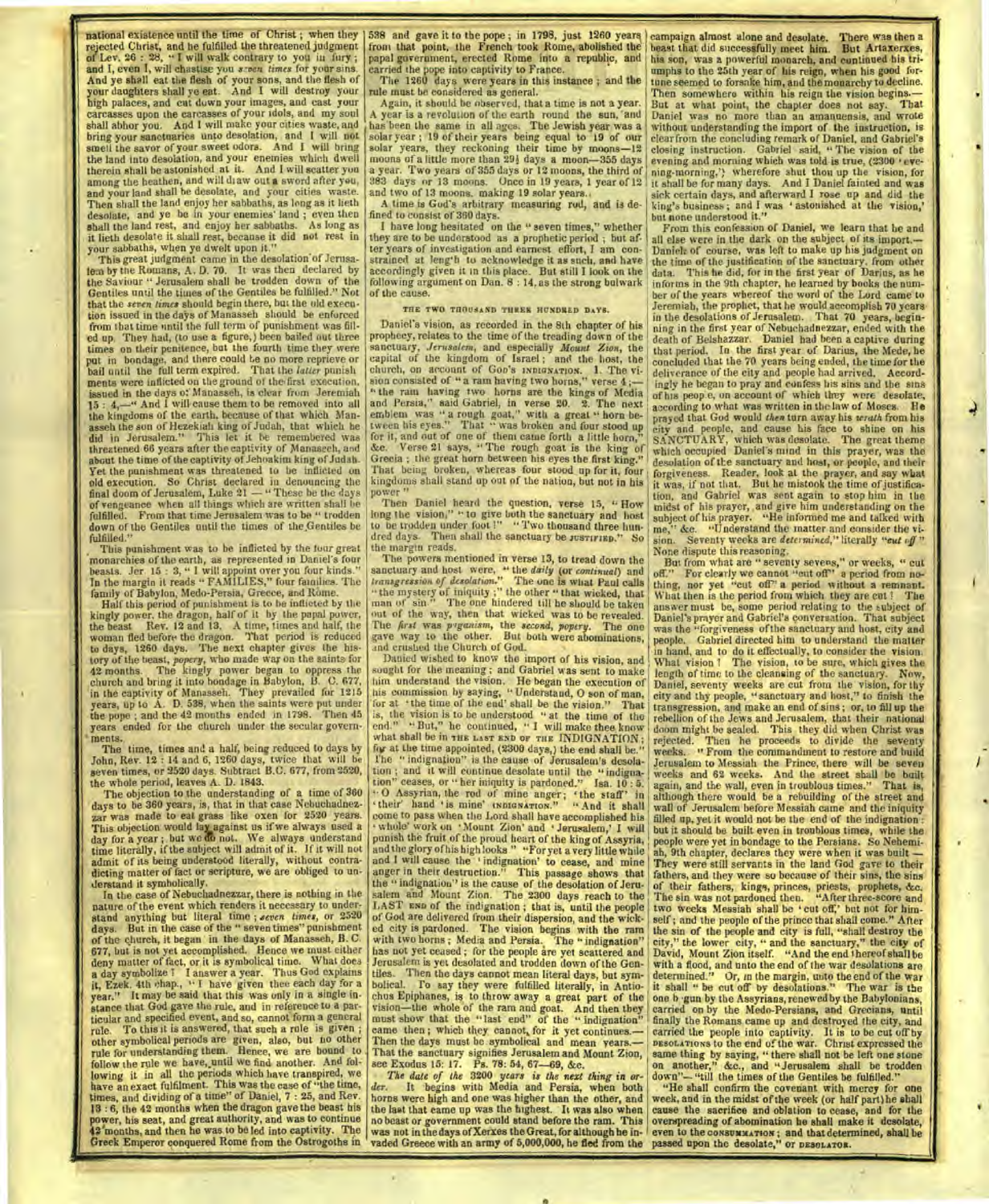national existence until the time of Christ; when they rejected Christ, and he fulfilled the threatened judgment of Lev. 26 : 28, "I will walk contrary to you in fury; and I, even I, will chastise you *seven times* for your sins. And ye shall eat the flesh of your sons, and the flesh of your daughters shall ye eat. And I will destroy your high palaces, and cut down your images, and cast your carcasses upon the carcasses of your idols, and my soul shall abhor you. And I will make your cities waste, and bring your sanctuaries unto desolation, and I will not smell the savor of your sweet odors. And I will bring the land into desolation, and your enemies which dwell therein shall be astonished at it. And I will scatter you among the heathen, and will draw out a sword after you, and your land shall be desolate, and your cities waste. Then shall the land enjoy her sabbaths, as long as it lieth desolate, and ye be in your enemies' land; even then shall the land rest, and enjoy her sabbaths. As long as it lieth desolate it shall rest, because it did not rest in your sabbaths, when ye dwelt upon it."

This great judgment came in the desolation of Jerusalem by the Romans, A. D. 70. It was then declared by the Saviour "Jerusalem shall be trodden down of the Gentiles until the times of the Gentiles be fulfilled." Not that the *seven times* should begin there, but the old execution issued in the days of Manasseh should be enforced from that time until the full term of punishment was filled up. They had, (to use a figure,) been bailed out three times on their penitence, but the fourth time they were put in bondage, and there could be no more reprieve or bail until the full term expired. That the *latter* punishments were inflicted on the ground of the first execution, issued in the days of Manasseh, is clear from Jeremiah 15 : 4,—"And I will cause them to be removed into all the kingdoms of the earth, because of that which Manasseh the son of Hezekiah king of Judah, that which he did in Jerusalem." This let it be remembered was threatened 66 years after the captivity of Manasseh, and about the time of the captivity of Jehoakim king of Judah. Yet the punishment was threatened to be inflicted on old execution. So Christ declared in denouncing the final doom of Jerusalem, Luke 21 — "These be the days of vengeance when all things which are written shall be fulfilled." From that time Jerusalem was to be "trodden down of the Gentiles until the times of the Gentiles be fulfilled."

This punishment was to be inflicted by the four great monarchies of the earth, as represented in Daniel's four beasts. Jer. 15 : 3, "I will appoint over you four kinds." In the margin it reads "FAMILIES," four families. The family of Babylon, Medo-Persia, Grecce, and Rome.

Half this period of punishment is to be inflicted by the kingly power, the dragon, half of it by the papal power, the beast Rev. 12 and 13. A time, times and half, the woman fled before the dragon. That period is reduced to days, 1260 days. The next chapter gives the history of the beast, *popery*, who made war on the saints for 42 months. The kingly power began to oppress the church and bring it into bondage in Babylon, B. C. 677, in the captivity of Manasseh. They prevailed for 1215 years, up to A. D. 538, when the saints were put under the pope; and the 42 months ended in 1798. Then 45 years ended for the church under the secular governments.

The time, times and a half, being reduced to days by John, Rev. 12 : 14 and 6, 1260 days, twice that will be seven times, or 2520 days. Subtract B.C. 677, from 2520, the whole period, leaves A. D. 1843.

The objection to the understanding of a time of 360 days to be 360 years, is, that in that case Nebuchadnezzar was made to eat grass like oxen for 2520 years. This objection would lay against us if we always used a day for a year; but we do not. We always understand time literally, if the subject will admit of it. If it will not admit of its being understood literally, without contradicting matter of fact or scripture, we are obliged to understand it symbolically.

In the case of Nebuchadnezzar, there is nothing in the nature of the event which renders it necessary to understand anything but literal time; *seven times*, or 2520 days. But in the case of the "seven times" punishment of the church, it began in the days of Manasseh, B. C. 677, but is not yet accomplished. Hence we must either deny matter of fact, or it is symbolical time. What does a day symbolize? I answer a year. Thus God explains it, Ezek. 4th chap., "I have given thee each day for a year." It may be said that this was only in a single instance that God gave the rule, and in reference to a particular and specified event, and so, cannot form a general rule. To this it is answered, that such a rule is given; other symbolical periods are given, also, but no other rule for understanding them. Hence, we are bound to follow the rule we have, until we find another. And following it in all the periods which have transpired, we have an exact fulfilment. This was the case of "the time, times, and dividing of a time" of Daniel, 7 : 25, and Rev. 13 : 6, the 42 months when the dragon gave the beast his power, his seat, and great authority, and was to continue 42 months, and then he was to be led into captivity. The Greek Emperor conquered Rome from the Ostrogoths in 538 and gave it to the pope; in 1798, just 1260 years from that point, the French took Rome, abolished the papal government, erected Rome into a republic, and carried the pope into captivity to France.

The 1260 days were years in this instance; and the rule must be considered as general.

Again, it should be observed, that a time is not a year. A year is a revolution of the earth round the sun, and has been the same in all ages. The Jewish year was a solar year; 19 of their years being equal to 19 of our solar years, they reckoning their time by moons—12 moons of a little more than 29½ days a moon—355 days a year. Two years of 355 days or 12 moons, the third of 383 days or 13 moons. Once in 19 years, 1 year of 12 and two of 13 moons, making 19 solar years.

A time is God's arbitrary measuring rod, and is defined to consist of 360 days.

I have long hesitated on the "seven times," whether they are to be understood as a prophetic period; but after years of investigation and earnest effort, I am constrained at length to acknowledge it as such, and have accordingly given it in this place. But still I look on the following argument on Dan. 8 : 14, as the strong bulwark of the cause.

### THE TWO THOUSAND THREE HUNDRED DAYS.

Daniel's vision, as recorded in the 8th chapter of his prophecy, relates to the time of the treading down of the sanctuary, *Jerusalem*, and especially *Mount Zion*, the capital of the kingdom of Israel; and the host, the church, on account of God's INDIGNATION. 1. The vision consisted of "a ram having two horns," verse 4;—"the ram having two horns are the kings of Media and Persia," said Gabriel, in verse 20. 2. The next emblem was "a rough goat," with a great "horn between his eyes." That "was broken and four stood up for it, and out of one of them came forth a little horn," &c. Verse 21 says, "The rough goat is the king of Grecia; the great horn between his eyes the first king." That being broken, whereas four stood up for it, four kingdoms shall stand up out of the nation, but not in his power."

Then Daniel heard the question, verse 15, "How long the vision," "to give both the sanctuary and host to be trodden under foot?" "Two thousand three hundred days. Then shall the sanctuary be JUSTIFIED." So the margin reads.

The powers mentioned in verse 13, to tread down the sanctuary and host were, "the *daily* (or *continual*) and *transgression of desolation*." The one is what Paul calls "the mystery of iniquity;" the other "that wicked, that man of sin." The one hindered till he should be taken out of the way, then that wicked was to be revealed. The *first* was *paganism*, the *second*, *popery*. The one gave way to the other. But both were abominations, and crushed the Church of God.

Daniel wished to know the import of his vision, and sought for the meaning; and Gabriel was sent to make him understand the vision. He began the execution of his commission by saying, "Understand, O son of man, for at 'the time of the end' shall be the vision." That is, the vision is to be understood "at the time of the end." "But," he continued, "I will make thee know what shall be in THE LAST END OF THE INDIGNATION; for at the time appointed, (2300 days,) the end shall be." The "indignation" is the cause of Jerusalem's desolation; and it will continue desolate until the "indignation" ceases, or "her iniquity is pardoned." Isa. 10 : 5. "O Assyrian, the rod of mine anger; 'the staff' in 'their' hand 'is mine' INDIGNATION." "And it shall come to pass when the Lord shall have accomplished his 'whole' work on 'Mount Zion' and 'Jerusalem,' I will punish the fruit of the proud heart of the king of Assyria, and the glory of his high looks." "For yet a very little while and I will cause the 'indignation' to cease, and mine anger in their destruction." This passage shows that the "indignation" is the cause of the desolation of Jerusalem and Mount Zion. The 2300 days reach to the LAST END of the indignation; that is, until the people of God are delivered from their dispersion, and the wicked city is pardoned. The vision begins with the ram with two horns; Media and Persia. The "indignation" has not yet ceased; for the people are yet scattered and Jerusalem is yet desolated and trodden down of the Gentiles. Then the days cannot mean literal days, but symbolical. To say they were fulfilled literally, in Antiochus Epiphanes, is to throw away a great part of the vision—the whole of the ram and goat. And then they must show that the "last end" of the "indignation" came then; which they cannot, for it yet continues.—Then the days must be symbolical and mean years.—That the sanctuary signifies Jerusalem and Mount Zion, see Exodus 15: 17. Ps. 78: 54, 67—69, &c.

*The date of the 2300 years is the next thing in order.* It begins with Media and Persia, when both horns were high and one was higher than the other, and the last that came up was the highest. It was also when no beast or government could stand before the ram. This was not in the days of Xerxes the Great, for although he invaded Greece with an army of 5,000,000, he fled from the campaign almost alone and desolate. There was then a beast that did successfully meet him. But Artaxerxes, his son, was a powerful monarch, and continued his triumphs to the 25th year of his reign, when his good fortune seemed to forsake him, and the monarchy to decline. Then somewhere within his reign the vision begins.—But at what point, the chapter does not say. That Daniel was no more than an amanuensis, and wrote without understanding the import of the instruction, is clear from the concluding remark of Daniel, and Gabriel's closing instruction. Gabriel said, "The vision of the evening and morning which was told is true, (2300 'evening-morning,') wherefore shut thou up the vision, for it shall be for many days. And I Daniel fainted and was sick certain days, and afterward I rose up and did the king's business; and I was 'astonished at the vision,' but none understood it."

From this confession of Daniel, we learn that he and all else were in the dark on the subject of its import.—Daniel, of course, was left to make up his judgment on the time of the justification of the sanctuary, from other data. This he did, for in the first year of Darius, as he informs in the 9th chapter, he learned by books the number of the years whereof the word of the Lord came to Jeremiah, the prophet, that he would accomplish 70 years in the desolations of Jerusalem. That 70 years, beginning in the first year of Nebuchadnezzar, ended with the death of Belshazzar. Daniel had been a captive during that period. In the first year of Darius, the Mede, he concluded that the 70 years being ended, the time for the deliverance of the city and people had arrived. Accordingly he began to pray and confess his sins and the sins of his people, on account of which they were desolate, according to what was written in the law of Moses. He prayed that God would *then* turn away his *wrath* from his city and people, and cause his face to shine on his SANCTUARY, which was desolate. The great theme which occupied Daniel's mind in this prayer, was the desolation of the sanctuary and host, or people, and their forgiveness. Reader, look at the prayer, and say what it was, if not that. But he mistook the time of justification, and Gabriel was sent again to stop him in the midst of his prayer, and give him understanding on the subject of his prayer. "He informed me and talked with me," &c. "Understand the matter and consider the vision. Seventy weeks are *determined*," literally "*cut off*." None dispute this reasoning.

But from what are "seventy sevens," or weeks, "cut off." For clearly we cannot "cut off" a period from nothing, nor yet "cut off" a period without a remnant. What then is the period from which they are cut? The answer must be, some period relating to the subject of Daniel's prayer and Gabriel's conversation. That subject was the "forgiveness of the sanctuary and host, city and people. Gabriel directed him to understand the matter in hand, and to do it effectually, to consider the vision. What vision? The vision, to be sure, which gives the length of time to the cleansing of the sanctuary. Now, Daniel, seventy weeks are cut from the vision, for thy city and thy people, "sanctuary and host," to finish the transgression, and make an end of sins; or, to fill up the rebellion of the Jews and Jerusalem, that their national doom might be sealed. This they did when Christ was rejected. Then he proceeds to divide the seventy weeks. "From the commandment to restore and build Jerusalem to Messiah the Prince, there will be seven weeks and 62 weeks. And the street shall be built again, and the wall, even in troublous times." That is, although there would be a rebuilding of the street and wall of Jerusalem before Messiah came and the iniquity filled up, yet it would not be the end of the indignation: but it should be built even in troublous times, while the people were yet in bondage to the Persians. So Nehemiah, 9th chapter, declares they were when it was built.—They were still servants in the land God gave to their fathers, and they were so because of their sins, the sins of their fathers, kings, princes, priests, prophets, &c. The sin was not pardoned then. "After three-score and two weeks Messiah shall be 'cut off,' but not for himself; and the people of the prince that shall come." After the sin of the people and city is full, "shall destroy the city," the lower city, "and the sanctuary," the city of David, Mount Zion itself. "And the end thereof shall be with a flood, and unto the end of the war desolations are determined." Or, in the margin, unto the end of the war it shall "be cut off by desolations." The war is the one begun by the Assyrians, renewed by the Babylonians, carried on by the Medo-Persians, and Grecians, until finally the Romans came up and destroyed the city, and carried the people into captivity. It is to be cut off by DESOLATIONS to the end of the war. Christ expressed the same thing by saying, "there shall not be left one stone on another," &c., and "Jerusalem shall be trodden down"—"till the times of the Gentiles be fulfilled."

"He shall confirm the covenant with mercy for one week, and in the midst of the week (or half part) he shall cause the sacrifice and oblation to cease, and for the overspreading of abomination he shall make it desolate, even to the CONSUMMATION; and that determined, shall be passed upon the desolate," or DESOLATOR.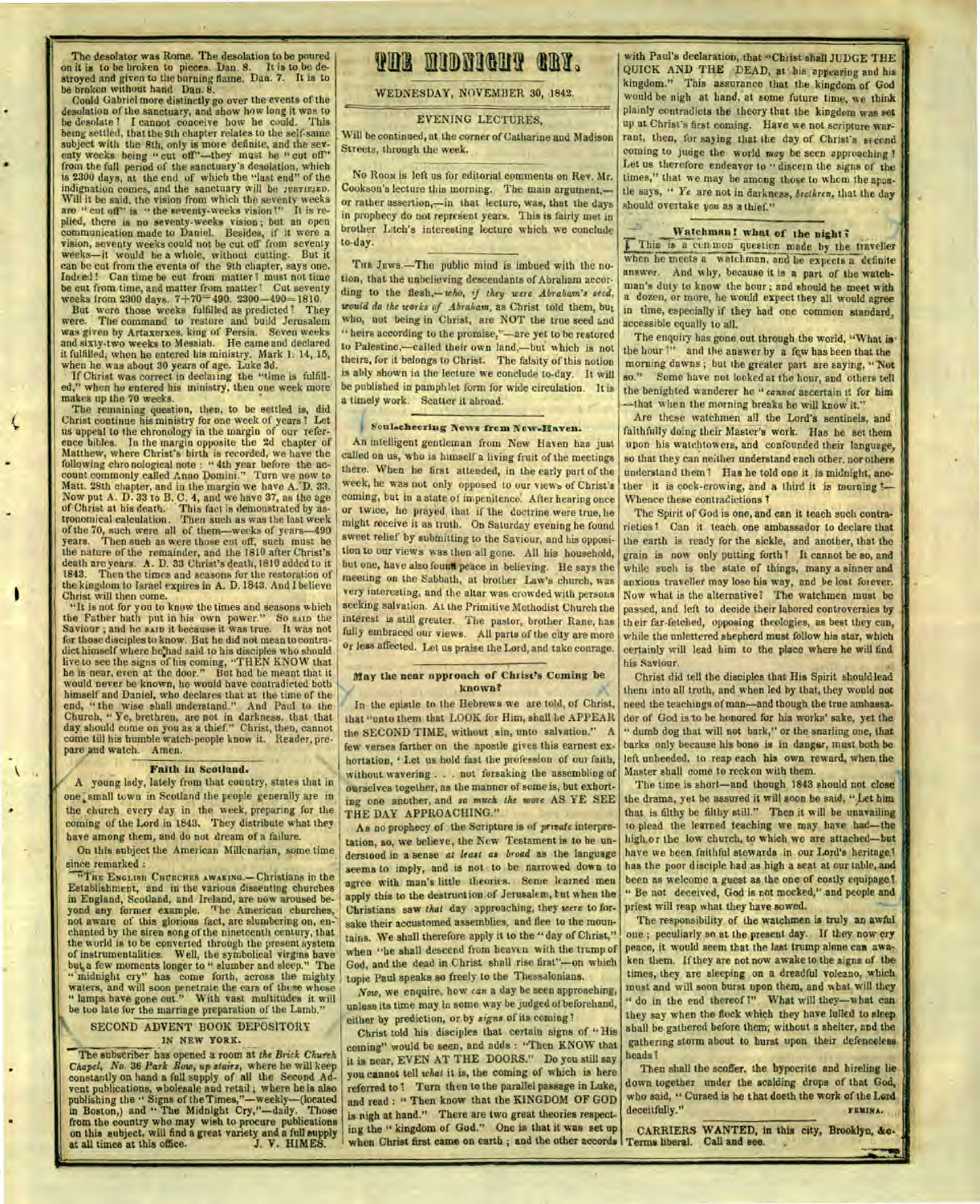The desolator was Rome. The desolation to be poured on it is to be broken to pieces. Dan. 8. It is to be destroyed and given to the burning flame. Dan. 7. It is to be broken without hand Dan. 8.

Could Gabriel more distinctly go over the events of the desolation of the sanctuary, and show how long it was to be desolate? I cannot conceive how he could. This being settled, that the 9th chapter relates to the self-same subject with the 8th, only is more definite, and the seventy weeks being "cut off"—they must be "cut off" from the full period of the sanctuary's desolation, which is 2300 days, at the end of which the "last end" of the indignation comes, and the sanctuary will be JUSTIFIED. Will it be said, the vision from which the seventy weeks are "cut off" is "the seventy-weeks vision?" It is replied, there is no seventy-weeks vision; but an open communication made to Daniel. Besides, if it were a vision, seventy weeks could not be cut off from seventy weeks—it would be a whole, without cutting. But it can be cut from the events of the 9th chapter, says one. Indeed! Can time be cut from matter? must not time be cut from time, and matter from matter? Cut seventy weeks from 2300 days. 7+70=490. 2300—490=1810.

But were those weeks fulfilled as predicted? They were. The command to restore and build Jerusalem was given by Artaxerxes, king of Persia. Seven weeks and sixty-two weeks to Messiah. He came and declared it fulfilled, when he entered his ministry. Mark 1. 14, 15, when he was about 30 years of age. Luke 3d.

If Christ was correct in declaring the "time is fulfilled," when he entered his ministry, then one week more makes up the 70 weeks.

The remaining question, then, to be settled is, did Christ continue his ministry for one week of years? Let us appeal to the chronology in the margin of our reference bibles. In the margin opposite the 2d chapter of Matthew, where Christ's birth is recorded, we have the following chronological note: "4th year before the account commonly called Anno Domini." Turn we now to Matt. 28th chapter, and in the margin we have A. D. 33. Now put A. D. 33 to B. C. 4, and we have 37, as the age of Christ at his death. This fact is demonstrated by astronomical calculation. Then such as was the last week of the 70, such were all of them—weeks of years—490 years. Then such as were those cut off, such must be the nature of the remainder, and the 1810 after Christ's death are years. A. D. 33 Christ's death, 1810 added to it 1843. Then the times and seasons for the restoration of the kingdom to Israel expires in A. D. 1843. And I believe Christ will then come.

"It is not for you to know the times and seasons which the Father hath put in his own power." So SAID the Saviour; and he SAID it because it was true. It was not for those disciples to know. But he did not mean to contradict himself where he had said to his disciples who should live to see the signs of his coming, "THEN KNOW that he is near, even at the door." But had he meant that it would never be known, he would have contradicted both himself and Daniel, who declares that at the time of the end, "the wise shall understand." And Paul to the Church, "Ye, brethren, are not in darkness, that that day should come on you as a thief." Christ, then, cannot come till his humble watch-people know it. Reader, prepare and watch. Amen.

### Faith in Scotland.

A young lady, lately from that country, states that in one small town in Scotland the people generally are in the church every day in the week, preparing for the coming of the Lord in 1843. They distribute what they have among them, and do not dream of a failure.

On this subject the American Millenarian, some time since remarked:

"THE ENGLISH CHURCHES AWAKING.—Christians in the Establishment, and in the various dissenting churches in England, Scotland, and Ireland, are now aroused beyond any former example. The American churches, not aware of this glorious fact, are slumbering on, enchanted by the siren song of the nineteenth century, that the world is to be converted through the present system of instrumentalities. Well, the symbolical virgins have but a few moments longer to "slumber and sleep." The "midnight cry" has come forth, across the mighty waters, and will soon penetrate the ears of those whose "lamps have gone out." With vast multitudes it will be too late for the marriage preparation of the Lamb."

### SECOND ADVENT BOOK DEPOSITORY IN NEW YORK.

The subscriber has opened a room at *the Brick Church Chapel, No. 36 Park Row, up stairs,* where he will keep constantly on hand a full supply of all the Second Advent publications, wholesale and retail; where he is also publishing the "Signs of the Times,"—weekly—(located in Boston,) and "The Midnight Cry,"—daily. Those from the country who may wish to procure publications on this subject, will find a great variety and a full supply at all times at this office. J. V. HIMES.

# THE MIDNIGHT CRY.

WEDNESDAY, NOVEMBER 30, 1842.

### EVENING LECTURES,

Will be continued, at the corner of Catharine and Madison Streets, through the week.

No Room is left us for editorial comments on Rev. Mr. Cookson's lecture this morning. The main argument,—or rather assertion,—in that lecture, was, that the days in prophecy do not represent years. This is fairly met in brother Litch's interesting lecture which we conclude to-day.

THE JEWS.—The public mind is imbued with the notion, that the unbelieving descendants of Abraham according to the flesh,—*who, if they were Abraham's seed, would do the works of Abraham,* as Christ told them, but who, not being in Christ, are NOT the true seed and "heirs according to the promise,"—are yet to be restored to Palestine,—called their own land,—but which is not theirs, for it belongs to Christ. The falsity of this notion is ably shown in the lecture we conclude to-day. It will be published in pamphlet form for wide circulation. It is a timely work. Scatter it abroad.

### Soul-cheering News from New-Haven.

An intelligent gentleman from New Haven has just called on us, who is himself a living fruit of the meetings there. When he first attended, in the early part of the week, he was not only opposed to our views of Christ's coming, but in a state of impenitence. After hearing once or twice, he prayed that if the doctrine were true, he might receive it as truth. On Saturday evening he found sweet relief by submitting to the Saviour, and his opposition to our views was then all gone. All his household, but one, have also found peace in believing. He says the meeting on the Sabbath, at brother Law's church, was very interesting, and the altar was crowded with persons seeking salvation. At the Primitive Methodist Church the interest is still greater. The pastor, brother Rane, has fully embraced our views. All parts of the city are more or less affected. Let us praise the Lord, and take courage.

### May the near approach of Christ's Coming be known?

In the epistle to the Hebrews we are told, of Christ, that "unto them that LOOK for Him, shall he APPEAR the SECOND TIME, without sin, unto salvation." A few verses farther on the apostle gives this earnest exhortation, 'Let us hold fast the profession of our faith, without wavering . . . not forsaking the assembling of ourselves together, as the manner of some is, but exhorting one another, and *so much the more* AS YE SEE THE DAY APPROACHING."

As no prophecy of the Scripture is of *private* interpretation, so, we believe, the New Testament is to be understood in a sense *at least as broad* as the language seems to imply, and is not to be narrowed down to agree with man's little theories. Some learned men apply this to the destruction of Jerusalem, but when the Christians saw *that* day approaching, they *were* to forsake their accustomed assemblies, and flee to the mountains. We shall therefore apply it to the "day of Christ," when "he shall descend from heaven with the trump of God, and the dead in Christ shall rise first"—on which topic Paul speaks so freely to the Thessalonians.

*Now,* we enquire, how *can* a day be seen approaching, unless its time may in some way be judged of beforehand, either by prediction, or by *signs* of its coming?

Christ told his disciples that certain signs of "His coming" would be seen, and adds: "Then KNOW that it is near, EVEN AT THE DOORS." Do you still say you cannot tell *what* it is, the coming of which is here referred to? Turn then to the parallel passage in Luke, and read: "Then know that the KINGDOM OF GOD is nigh at hand." There are two great theories respecting the "kingdom of God." One is that it was set up when Christ first came on earth; and the other accords with Paul's declaration, that "Christ shall JUDGE THE QUICK AND THE DEAD, at his appearing and his kingdom." This assurance that the kingdom of God would be nigh at hand, at some future time, we think plainly contradicts the theory that the kingdom was set up at Christ's first coming. Have we not scripture warrant, then, for saying that the day of Christ's second coming to judge the world *may* be seen approaching? Let us therefore endeavor to "discern the signs of the times," that we may be among those to whom the apostle says, "*Ye* are not in darkness, *brethren,* that the day should overtake *you* as a thief."

### Watchman! what of the night?

This is a common question made by the traveller when he meets a watchman, and he expects a definite answer. And why, because it is a part of the watchman's duty to know the hour; and should he meet with a dozen, or more, he would expect they all would agree in time, especially if they had one common standard, accessible equally to all.

The enquiry has gone out through the world, "What is the hour?" and the answer by a few has been that the morning dawns; but the greater part are saying, "Not so." Some have not looked at the hour, and others tell the benighted wanderer he "*cannot* ascertain it for him—that when the morning breaks he will know it."

Are these watchmen all the Lord's sentinels, and faithfully doing their Master's work. Has he set them upon his watchtowers, and confounded their language, so that they can neither understand each other, nor others understand them? Has he told one it is midnight, another it is cock-crowing, and a third it is morning?—Whence these contradictions?

The Spirit of God is one, and can it teach such contrarieties? Can it teach one ambassador to declare that the earth is ready for the sickle, and another, that the grain is now only putting forth? It cannot be so, and while such is the state of things, many a sinner and anxious traveller may lose his way, and be lost forever. Now what is the alternative? The watchmen must be passed, and left to decide their labored controversies by their far-fetched, opposing theologies, as best they can, while the unlettered shepherd must follow his star, which certainly will lead him to the place where he will find his Saviour.

Christ did tell the disciples that His Spirit should lead them into all truth, and when led by that, they would not need the teachings of man—and though the true ambassador of God is to be honored for his works' sake, yet the "dumb dog that will not bark," or the snarling one, that barks only because his bone is in danger, must both be left unheeded, to reap each his own reward, when the Master shall come to reckon with them.

The time is short—and though 1843 should not close the drama, yet be assured it will soon be said, "Let him that is filthy be filthy still." Then it will be unavailing to plead the learned teaching we may have had—the high or the low church, to which we are attached—but have we been faithful stewards in our Lord's heritage? has the poor disciple had as high a seat at our table, and been as welcome a guest as the one of costly equipage? "Be not deceived, God is not mocked," and people and priest will reap what they have sowed.

The responsibility of the watchmen is truly an awful one; peculiarly so at the present day. If they now cry peace, it would seem that the last trump alone can awaken them. If they are not now awake to the signs of the times, they are sleeping on a dreadful volcano, which must and will soon burst upon them, and what will they "do in the end thereof?" What will they—what can they say when the flock which they have lulled to sleep shall be gathered before them, without a shelter, and the gathering storm about to burst upon their defenceless heads?

Then shall the scoffer, the hypocrite and hireling lie down together under the scalding drops of that God, who said, "Cursed is he that doeth the work of the Lord deceitfully." FEMINA.

CARRIERS WANTED, in this city, Brooklyn, &c. Terms liberal. Call and see.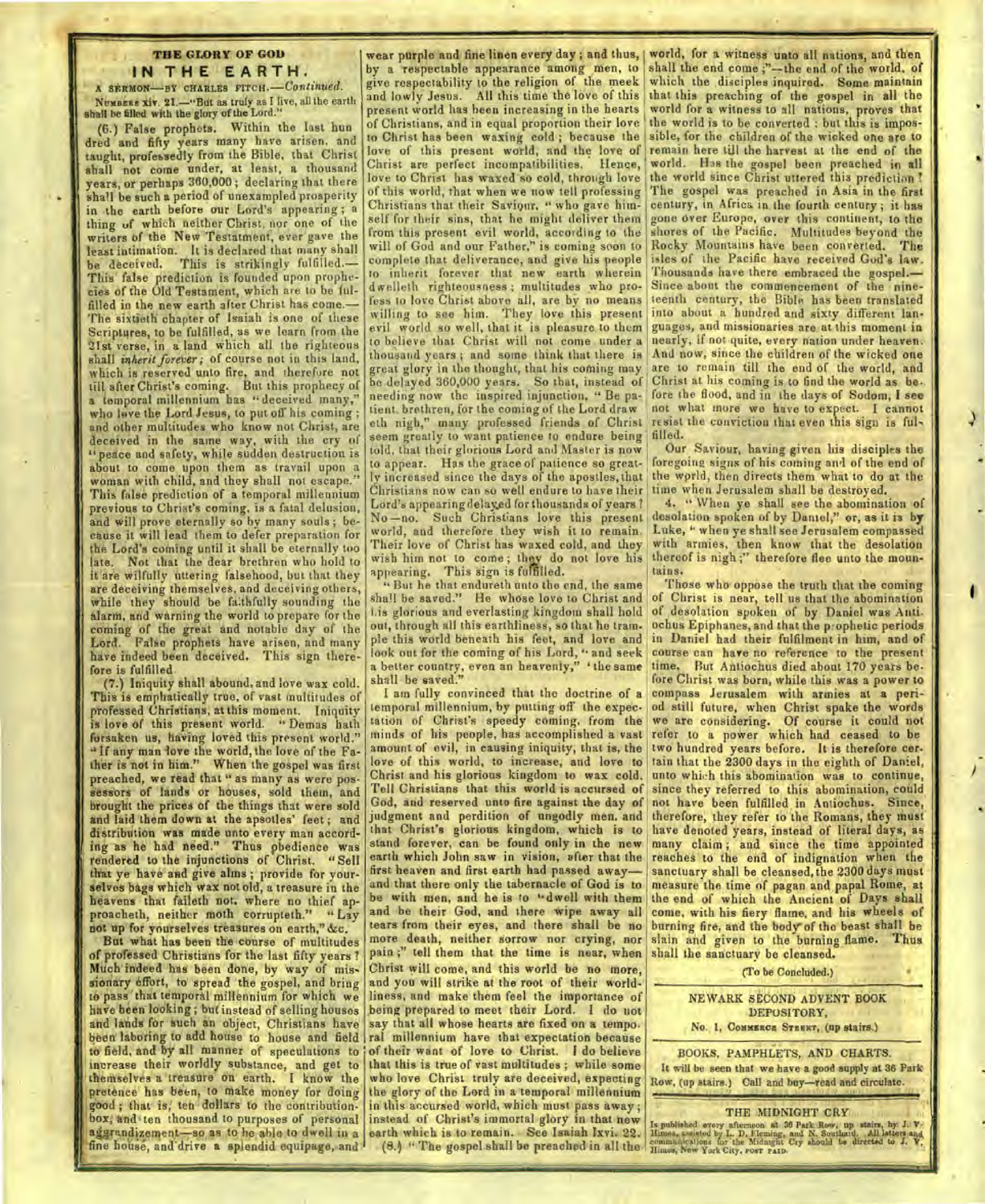## THE GLORY OF GOD

# IN THE EARTH.

A SERMON—BY CHARLES FITCH.—*Continued.*

NUMBERS xiv. 21.—"But as truly as I live, all the earth shall be filled with the glory of the Lord."

(6.) False prophets. Within the last hundred and fifty years many have arisen, and taught, professedly from the Bible, that Christ shall not come under, at least, a thousand years, or perhaps 360,000; declaring that there shall be such a period of unexampled prosperity in the earth before our Lord's appearing; a thing of which neither Christ, nor one of the writers of the New Testament, ever gave the least intimation. It is declared that many shall be deceived. This is strikingly fulfilled.—This false prediction is founded upon prophecies of the Old Testament, which are to be fulfilled in the new earth after Christ has come.—The sixtieth chapter of Isaiah is one of these Scriptures, to be fulfilled, as we learn from the 21st verse, in a land which all the righteous shall *inherit forever*; of course not in this land, which is reserved unto fire, and therefore not till after Christ's coming. But this prophecy of a temporal millennium has "deceived many," who love the Lord Jesus, to put off his coming; and other multitudes who know not Christ, are deceived in the same way, with the cry of "peace and safety, while sudden destruction is about to come upon them as travail upon a woman with child, and they shall not escape." This false prediction of a temporal millennium previous to Christ's coming, is a fatal delusion, and will prove eternally so by many souls; because it will lead them to defer preparation for the Lord's coming until it shall be eternally too late. Not that the dear brethren who hold to it are wilfully uttering falsehood, but that they are deceiving themselves, and deceiving others, while they should be faithfully sounding the alarm, and warning the world to prepare for the coming of the great and notable day of the Lord. False prophets have arisen, and many have indeed been deceived. This sign therefore is fulfilled.

(7.) Iniquity shall abound, and love wax cold. This is emphatically true, of vast multitudes of professed Christians, at this moment. Iniquity is love of this present world. "Demas hath forsaken us, having loved this present world." "If any man love the world, the love of the Father is not in him." When the gospel was first preached, we read that "as many as were possessors of lands or houses, sold them, and brought the prices of the things that were sold and laid them down at the apsotles' feet; and distribution was made unto every man according as he had need." Thus obedience was rendered to the injunctions of Christ. "Sell that ye have and give alms; provide for yourselves bags which wax not old, a treasure in the heavens that faileth not, where no thief approacheth, neither moth corrupteth." "Lay not up for yourselves treasures on earth," &c.

But what has been the course of multitudes of professed Christians for the last fifty years? Much indeed has been done, by way of missionary effort, to spread the gospel, and bring to pass that temporal millennium for which we have been looking; but instead of selling houses and lands for such an object, Christians have been laboring to add house to house and field to field, and by all manner of speculations to increase their worldly substance, and get to themselves a treasure on earth. I know the pretence has been, to make money for doing good; that is, ten dollars to the contribution-box, and ten thousand to purposes of personal aggrandizement—so as to be able to dwell in a fine house, and drive a splendid equipage, and wear purple and fine linen every day; and thus, by a respectable appearance among men, to give respectability to the religion of the meek and lowly Jesus. All this time the love of this present world has been increasing in the hearts of Christians, and in equal proportion their love to Christ has been waxing cold; because the love of this present world, and the love of Christ are perfect incompatibilities. Hence, love to Christ has waxed so cold, through love of this world, that when we now tell professing Christians that their Saviour, "who gave himself for their sins, that he might deliver them from this present evil world, according to the will of God and our Father," is coming soon to complete that deliverance, and give his people to inherit forever that new earth wherein dwelleth righteousness; multitudes who profess to love Christ above all, are by no means willing to see him. They love this present evil world so well, that it is pleasure to them to believe that Christ will not come under a thousand years; and some think that there is great glory in the thought, that his coming may be delayed 360,000 years. So that, instead of needing now the inspired injunction, "Be patient, brethren, for the coming of the Lord draweth nigh," many professed friends of Christ seem greatly to want patience to endure being told, that their glorious Lord and Master is now to appear. Has the grace of patience so greatly increased since the days of the apostles, that Christians now can so well endure to have their Lord's appearing delayed for thousands of years? No—no. Such Christians love this present world, and therefore they wish it to remain. Their love of Christ has waxed cold, and they wish him not to come; they do not love his appearing. This sign is fulfilled.

"But he that endureth unto the end, the same shall be saved." He whose love to Christ and his glorious and everlasting kingdom shall hold out, through all this earthliness, so that he trample this world beneath his feet, and love and look out for the coming of his Lord, "and seek a better country, even an heavenly," 'the same shall be saved."

I am fully convinced that the doctrine of a temporal millennium, by putting off the expectation of Christ's speedy coming, from the minds of his people, has accomplished a vast amount of evil, in causing iniquity, that is, the love of this world, to increase, and love to Christ and his glorious kingdom to wax cold. Tell Christians that this world is accursed of God, and reserved unto fire against the day of judgment and perdition of ungodly men, and that Christ's glorious kingdom, which is to stand forever, can be found only in the new earth which John saw in vision, after that the first heaven and first earth had passed away—and that there only the tabernacle of God is to be with men, and he is to "dwell with them and be their God, and there wipe away all tears from their eyes, and there shall be no more death, neither sorrow nor crying, nor pain;" tell them that the time is near, when Christ will come, and this world be no more, and you will strike at the root of their worldliness, and make them feel the importance of being prepared to meet their Lord. I do not say that all whose hearts are fixed on a temporal millennium have that expectation because of their want of love to Christ. I do believe that this is true of vast multitudes; while some who love Christ truly are deceived, expecting the glory of the Lord in a temporal millennium in this accursed world, which must pass away; instead of Christ's immortal glory in that new earth which is to remain. See Isaiah lxvi. 22.

(8.) "The gospel shall be preached in all the world, for a witness unto all nations, and then shall the end come;"—the end of the world, of which the disciples inquired. Some maintain that this preaching of the gospel in all the world for a witness to all nations, proves that the world is to be converted; but this is impossible, for the children of the wicked one are to remain here till the harvest at the end of the world. Has the gospel been preached in all the world since Christ uttered this prediction? The gospel was preached in Asia in the first century, in Africa in the fourth century; it has gone over Europe, over this continent, to the shores of the Pacific. Multitudes beyond the Rocky Mountains have been converted. The isles of the Pacific have received God's law. Thousands have there embraced the gospel.—Since about the commencement of the nineteenth century, the Bible has been translated into about a hundred and sixty different languages, and missionaries are at this moment in nearly, if not quite, every nation under heaven. And now, since the children of the wicked one are to remain till the end of the world, and Christ at his coming is to find the world as before the flood, and in the days of Sodom, I see not what more we have to expect. I cannot resist the conviction that even this sign is fulfilled.

Our Saviour, having given his disciples the foregoing signs of his coming and of the end of the world, then directs them what to do at the time when Jerusalem shall be destroyed.

4. "When ye shall see the abomination of desolation spoken of by Daniel," or, as it is by Luke, "when ye shall see Jerusalem compassed with armies, then know that the desolation thereof is nigh;" therefore flee unto the mountains.

Those who oppose the truth that the coming of Christ is near, tell us that the abomination of desolation spoken of by Daniel was Antiochus Epiphanes, and that the prophetic periods in Daniel had their fulfilment in him, and of course can have no reference to the present time. But Antiochus died about 170 years before Christ was born, while this was a power to compass Jerusalem with armies at a period still future, when Christ spake the words we are considering. Of course it could not refer to a power which had ceased to be two hundred years before. It is therefore certain that the 2300 days in the eighth of Daniel, unto which this abomination was to continue, since they referred to this abomination, could not have been fulfilled in Antiochus. Since, therefore, they refer to the Romans, they must have denoted years, instead of literal days, as many claim; and since the time appointed reaches to the end of indignation when the sanctuary shall be cleansed, the 2300 days must measure the time of pagan and papal Rome, at the end of which the Ancient of Days shall come, with his fiery flame, and his wheels of burning fire, and the body of the beast shall be slain and given to the burning flame. Thus shall the sanctuary be cleansed.

(To be Concluded.)

---

NEWARK SECOND ADVENT BOOK DEPOSITORY,

No. 1, COMMERCE STREET, (up stairs.)

BOOKS, PAMPHLETS, AND CHARTS.

It will be seen that we have a good supply at 36 Park Row, (up stairs.) Call and buy—read and circulate.

---

THE MIDNIGHT CRY

Is published every afternoon at 36 Park Row, up stairs, by J. V. Himes, assisted by L. D. Fleming, and N. Southard. All letters and communications for the Midnight Cry should be directed to J. V. Himes, New York City, POST PAID.